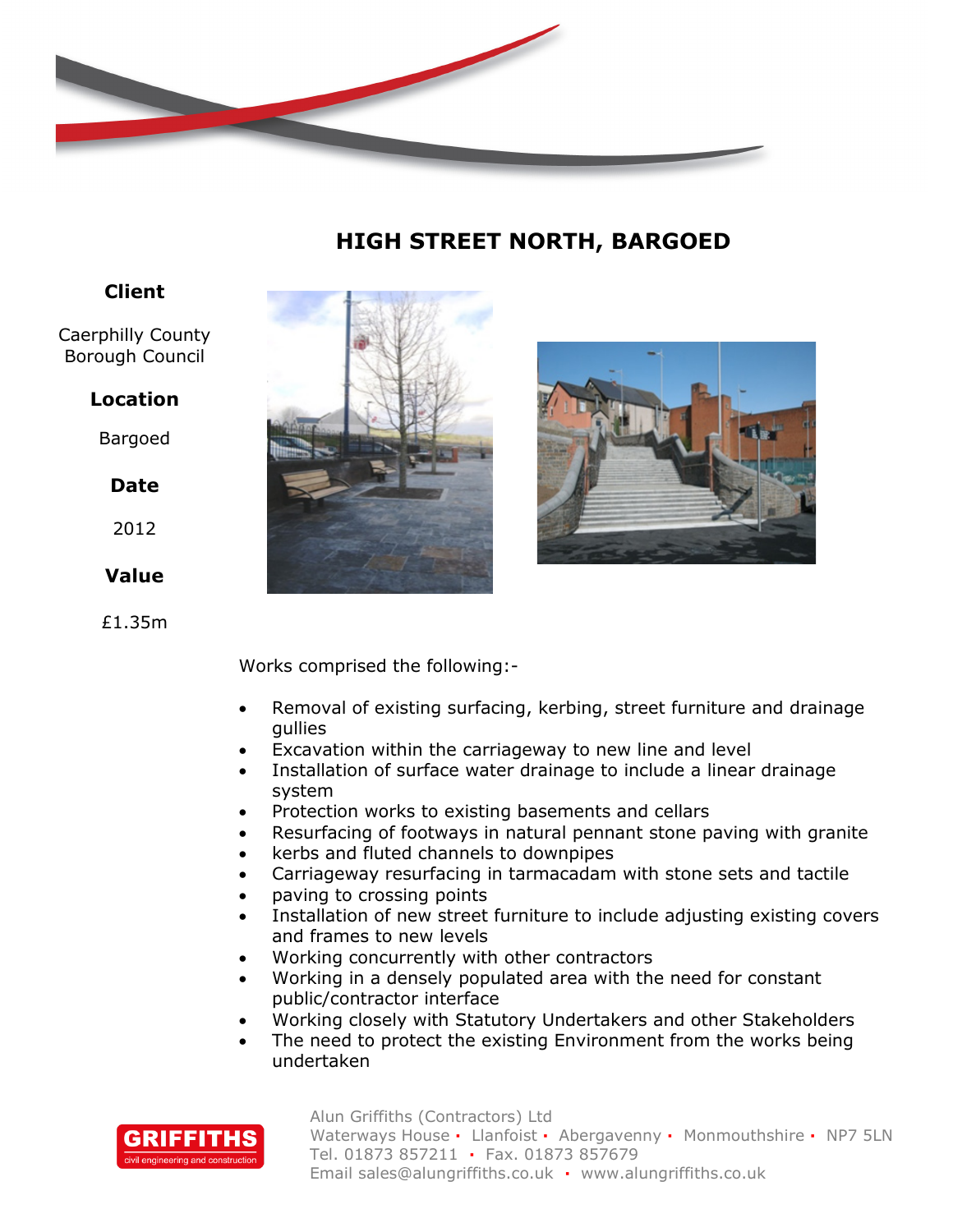# HIGH STREET NORTH, BARGOED

**Client**

Caerphilly County Borough Council

**Location**

Bargoed

**Date**

2012

**Value**

£1.35m

Works comprised the following:-

- Removal of existing surfacing, kerbing, street furniture and drainage gullies
- Excavation within the carriageway to new line and level
- Installation of surface water drainage to include a linear drainage system
- Protection works to existing basements and cellars
- Resurfacing of footways in natural pennant stone paving with granite
- kerbs and fluted channels to downpipes
- Carriageway resurfacing in tarmacadam with stone sets and tactile
- paving to crossing points
- Installation of new street furniture to include adjusting existing covers and frames to new levels
- Working concurrently with other contractors
- Working in a densely populated area with the need for constant public/contractor interface
- Working closely with Statutory Undertakers and other Stakeholders
- The need to protect the existing Environment from the works being undertaken

GRIFFITHS civil engineering and construction

Alun Griffiths (Contractors) Ltd
Waterways House · Llanfoist · Abergavenny · Monmouthshire · NP7 5LN
Tel. 01873 857211 · Fax. 01873 857679
Email sales@alungriffiths.co.uk · www.alungriffiths.co.uk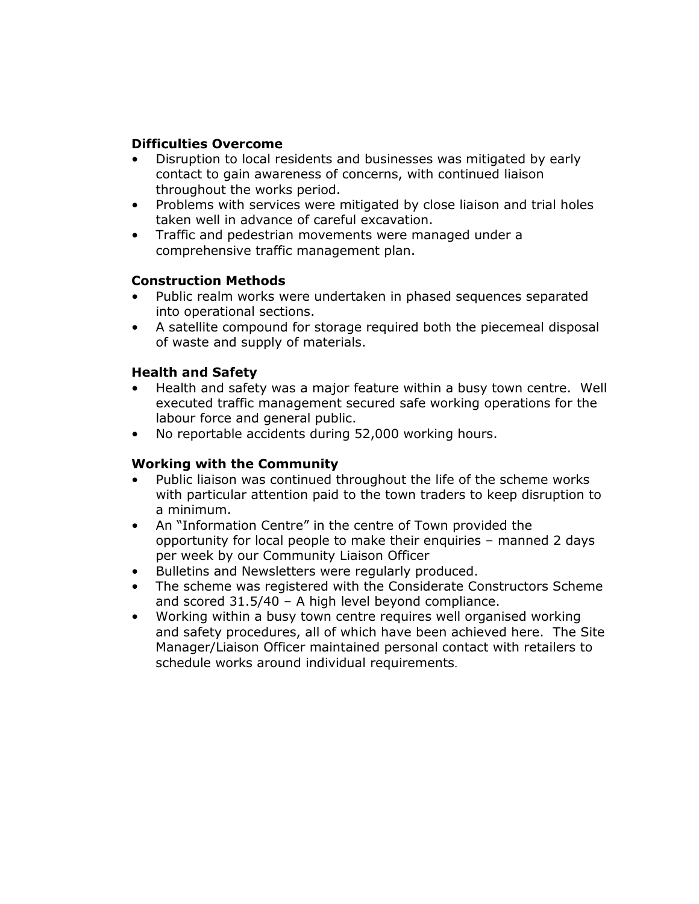**Difficulties Overcome**

- Disruption to local residents and businesses was mitigated by early contact to gain awareness of concerns, with continued liaison throughout the works period.
- Problems with services were mitigated by close liaison and trial holes taken well in advance of careful excavation.
- Traffic and pedestrian movements were managed under a comprehensive traffic management plan.

**Construction Methods**

- Public realm works were undertaken in phased sequences separated into operational sections.
- A satellite compound for storage required both the piecemeal disposal of waste and supply of materials.

**Health and Safety**

- Health and safety was a major feature within a busy town centre. Well executed traffic management secured safe working operations for the labour force and general public.
- No reportable accidents during 52,000 working hours.

**Working with the Community**

- Public liaison was continued throughout the life of the scheme works with particular attention paid to the town traders to keep disruption to a minimum.
- An "Information Centre" in the centre of Town provided the opportunity for local people to make their enquiries – manned 2 days per week by our Community Liaison Officer
- Bulletins and Newsletters were regularly produced.
- The scheme was registered with the Considerate Constructors Scheme and scored 31.5/40 – A high level beyond compliance.
- Working within a busy town centre requires well organised working and safety procedures, all of which have been achieved here. The Site Manager/Liaison Officer maintained personal contact with retailers to schedule works around individual requirements.